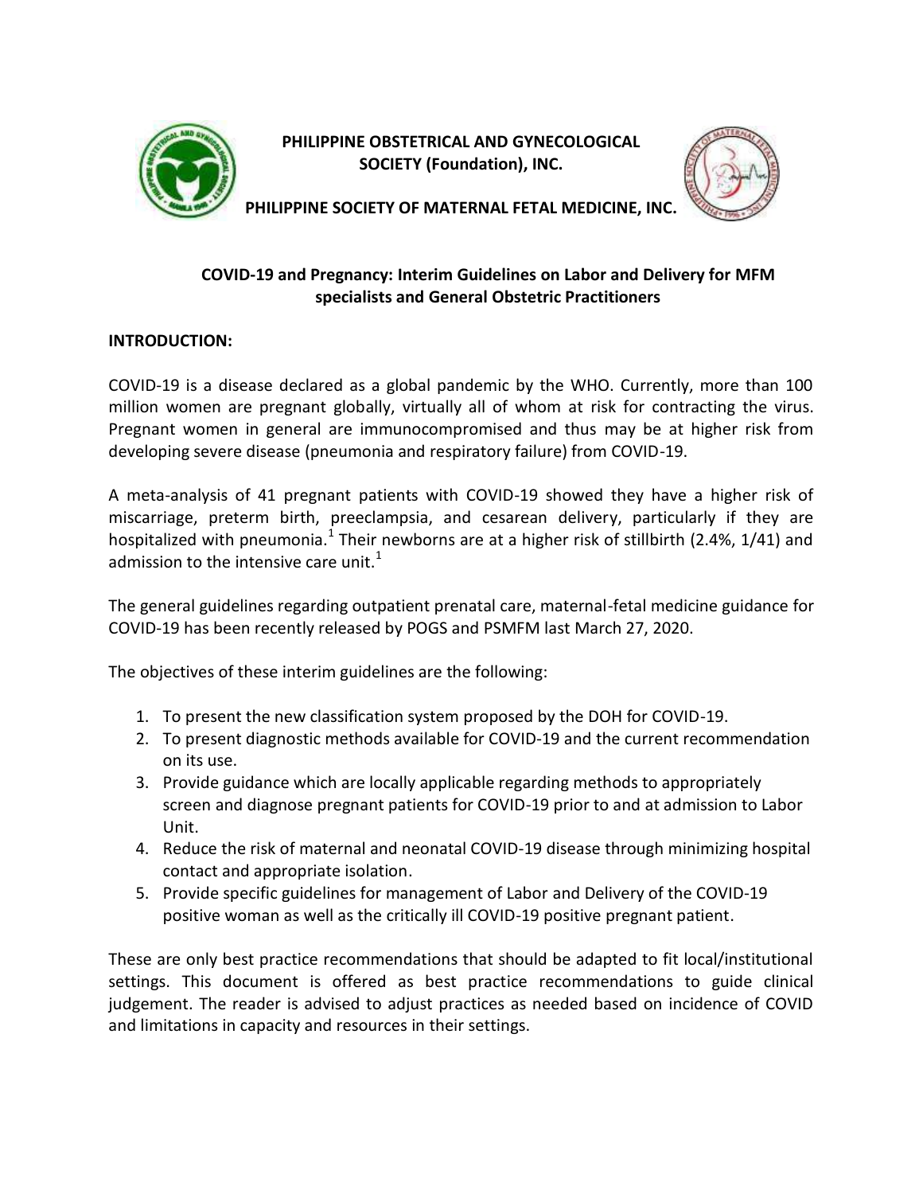**PHILIPPINE OBSTETRICAL AND GYNECOLOGICAL SOCIETY (Foundation), INC.**

**PHILIPPINE SOCIETY OF MATERNAL FETAL MEDICINE, INC.**

# COVID-19 and Pregnancy: Interim Guidelines on Labor and Delivery for MFM specialists and General Obstetric Practitioners

## INTRODUCTION:

COVID-19 is a disease declared as a global pandemic by the WHO. Currently, more than 100 million women are pregnant globally, virtually all of whom at risk for contracting the virus. Pregnant women in general are immunocompromised and thus may be at higher risk from developing severe disease (pneumonia and respiratory failure) from COVID-19.

A meta-analysis of 41 pregnant patients with COVID-19 showed they have a higher risk of miscarriage, preterm birth, preeclampsia, and cesarean delivery, particularly if they are hospitalized with pneumonia.[1] Their newborns are at a higher risk of stillbirth (2.4%, 1/41) and admission to the intensive care unit.[1]

The general guidelines regarding outpatient prenatal care, maternal-fetal medicine guidance for COVID-19 has been recently released by POGS and PSMFM last March 27, 2020.

The objectives of these interim guidelines are the following:

1. To present the new classification system proposed by the DOH for COVID-19.
2. To present diagnostic methods available for COVID-19 and the current recommendation on its use.
3. Provide guidance which are locally applicable regarding methods to appropriately screen and diagnose pregnant patients for COVID-19 prior to and at admission to Labor Unit.
4. Reduce the risk of maternal and neonatal COVID-19 disease through minimizing hospital contact and appropriate isolation.
5. Provide specific guidelines for management of Labor and Delivery of the COVID-19 positive woman as well as the critically ill COVID-19 positive pregnant patient.

These are only best practice recommendations that should be adapted to fit local/institutional settings. This document is offered as best practice recommendations to guide clinical judgement. The reader is advised to adjust practices as needed based on incidence of COVID and limitations in capacity and resources in their settings.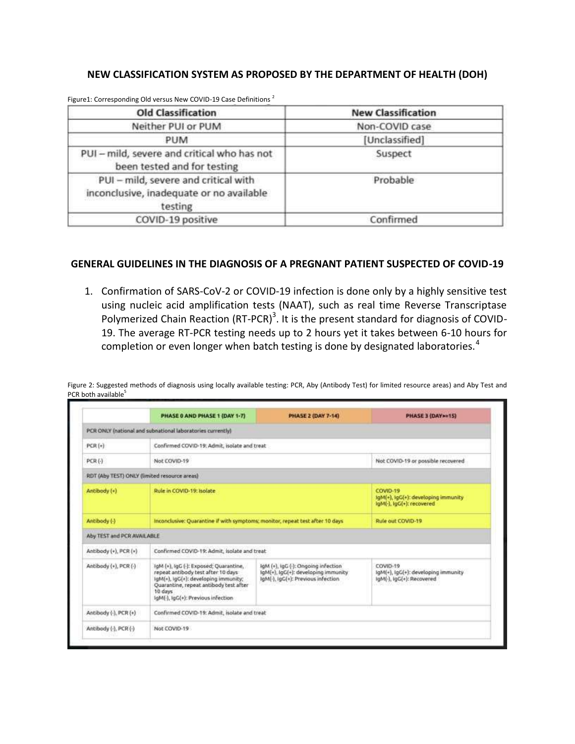## NEW CLASSIFICATION SYSTEM AS PROPOSED BY THE DEPARTMENT OF HEALTH (DOH)

Figure1: Corresponding Old versus New COVID-19 Case Definitions [2]

| Old Classification | New Classification |
|---|---|
| Neither PUI or PUM | Non-COVID case |
| PUM | [Unclassified] |
| PUI – mild, severe and critical who has not been tested and for testing | Suspect |
| PUI – mild, severe and critical with inconclusive, inadequate or no available testing | Probable |
| COVID-19 positive | Confirmed |

## GENERAL GUIDELINES IN THE DIAGNOSIS OF A PREGNANT PATIENT SUSPECTED OF COVID-19

1. Confirmation of SARS-CoV-2 or COVID-19 infection is done only by a highly sensitive test using nucleic acid amplification tests (NAAT), such as real time Reverse Transcriptase Polymerized Chain Reaction (RT-PCR)[3]. It is the present standard for diagnosis of COVID-19. The average RT-PCR testing needs up to 2 hours yet it takes between 6-10 hours for completion or even longer when batch testing is done by designated laboratories.[4]

Figure 2: Suggested methods of diagnosis using locally available testing: PCR, Aby (Antibody Test) for limited resource areas) and Aby Test and PCR both available[5]

| | PHASE 0 AND PHASE 1 (DAY 1-7) | PHASE 2 (DAY 7-14) | PHASE 3 (DAY>=15) |
|---|---|---|---|
| PCR ONLY (national and subnational laboratories currently) | | | |
| PCR (+) | Confirmed COVID-19: Admit, isolate and treat | | |
| PCR (-) | Not COVID-19 | | Not COVID-19 or possible recovered |
| RDT (Aby TEST) ONLY (limited resource areas) | | | |
| Antibody (+) | Rule in COVID-19: Isolate | | COVID-19 IgM(+), IgG(+): developing immunity IgM(-), IgG(+): recovered |
| Antibody (-) | Inconclusive: Quarantine if with symptoms; monitor, repeat test after 10 days | | Rule out COVID-19 |
| Aby TEST and PCR AVAILABLE | | | |
| Antibody (+), PCR (+) | Confirmed COVID-19: Admit, isolate and treat | | |
| Antibody (+), PCR (-) | IgM (+), IgG (-): Exposed; Quarantine, repeat antibody test after 10 days IgM(+), IgG(+): developing immunity; Quarantine, repeat antibody test after 10 days IgM(-), IgG(+): Previous infection | IgM (+), IgG (-): Ongoing infection IgM(+), IgG(+): developing immunity IgM(-), IgG(+): Previous infection | COVID-19 IgM(+), IgG(+): developing immunity IgM(-), IgG(+): Recovered |
| Antibody (-), PCR (+) | Confirmed COVID-19: Admit, isolate and treat | | |
| Antibody (-), PCR (-) | Not COVID-19 | | |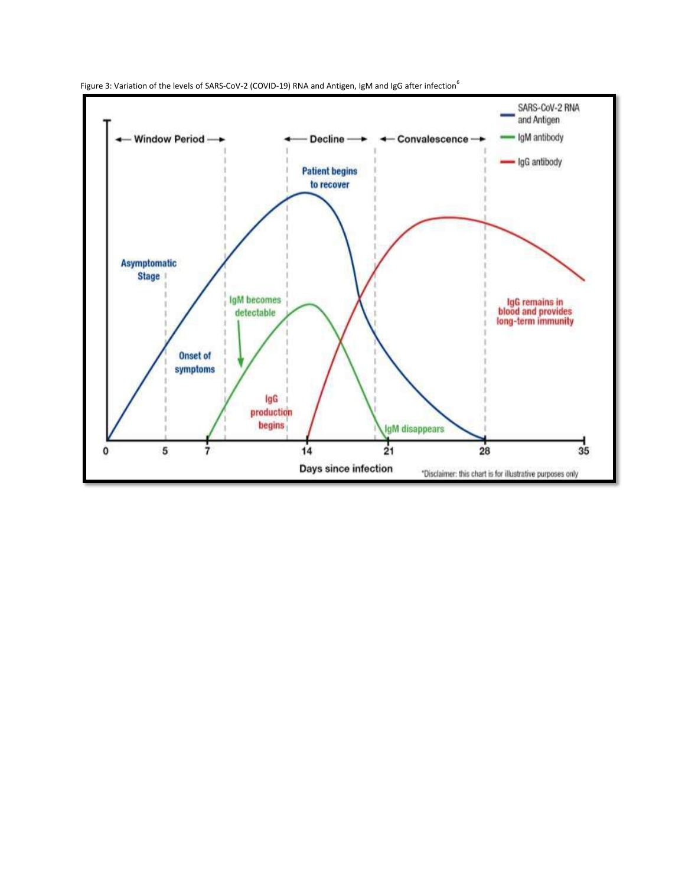Figure 3: Variation of the levels of SARS-CoV-2 (COVID-19) RNA and Antigen, IgM and IgG after infection[6]

← Window Period → ← Decline → ← Convalescence →

SARS-CoV-2 RNA and Antigen
IgM antibody
IgG antibody

Patient begins to recover

Asymptomatic Stage

IgM becomes detectable

Onset of symptoms

IgG production begins

IgM disappears

IgG remains in blood and provides long-term immunity

0 5 7 14 21 28 35

Days since infection

*Disclaimer: this chart is for illustrative purposes only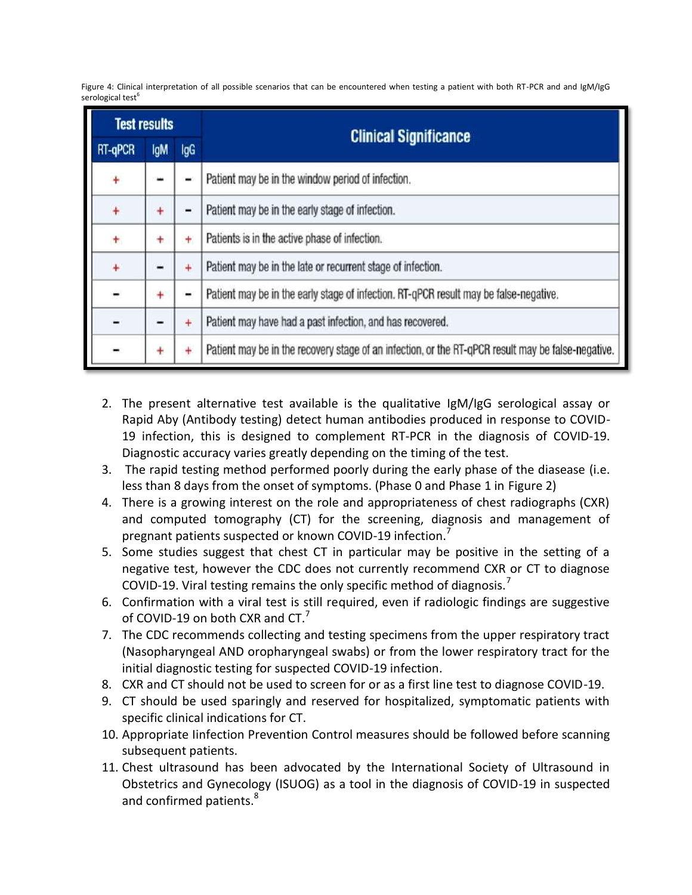Figure 4: Clinical interpretation of all possible scenarios that can be encountered when testing a patient with both RT-PCR and and IgM/IgG serological test[6]

| Test results | | | Clinical Significance |
|---|---|---|---|
| RT-qPCR | IgM | IgG | |
| + | - | - | Patient may be in the window period of infection. |
| + | + | - | Patient may be in the early stage of infection. |
| + | + | + | Patients is in the active phase of infection. |
| + | - | + | Patient may be in the late or recurrent stage of infection. |
| - | + | - | Patient may be in the early stage of infection. RT-qPCR result may be false-negative. |
| - | - | + | Patient may have had a past infection, and has recovered. |
| - | + | + | Patient may be in the recovery stage of an infection, or the RT-qPCR result may be false-negative. |

2. The present alternative test available is the qualitative IgM/IgG serological assay or Rapid Aby (Antibody testing) detect human antibodies produced in response to COVID-19 infection, this is designed to complement RT-PCR in the diagnosis of COVID-19. Diagnostic accuracy varies greatly depending on the timing of the test.
3. The rapid testing method performed poorly during the early phase of the diasease (i.e. less than 8 days from the onset of symptoms. (Phase 0 and Phase 1 in Figure 2)
4. There is a growing interest on the role and appropriateness of chest radiographs (CXR) and computed tomography (CT) for the screening, diagnosis and management of pregnant patients suspected or known COVID-19 infection.[7]
5. Some studies suggest that chest CT in particular may be positive in the setting of a negative test, however the CDC does not currently recommend CXR or CT to diagnose COVID-19. Viral testing remains the only specific method of diagnosis.[7]
6. Confirmation with a viral test is still required, even if radiologic findings are suggestive of COVID-19 on both CXR and CT.[7]
7. The CDC recommends collecting and testing specimens from the upper respiratory tract (Nasopharyngeal AND oropharyngeal swabs) or from the lower respiratory tract for the initial diagnostic testing for suspected COVID-19 infection.
8. CXR and CT should not be used to screen for or as a first line test to diagnose COVID-19.
9. CT should be used sparingly and reserved for hospitalized, symptomatic patients with specific clinical indications for CT.
10. Appropriate Iinfection Prevention Control measures should be followed before scanning subsequent patients.
11. Chest ultrasound has been advocated by the International Society of Ultrasound in Obstetrics and Gynecology (ISUOG) as a tool in the diagnosis of COVID-19 in suspected and confirmed patients.[8]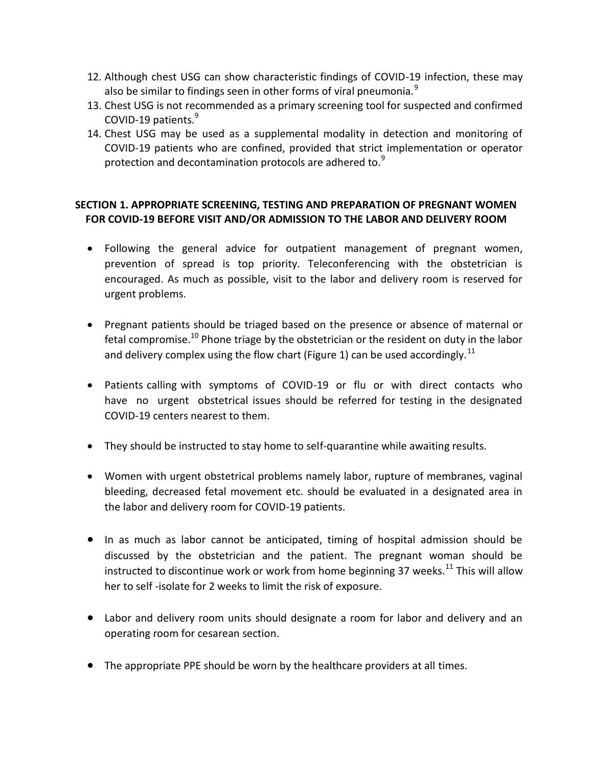12. Although chest USG can show characteristic findings of COVID-19 infection, these may also be similar to findings seen in other forms of viral pneumonia.[9]
13. Chest USG is not recommended as a primary screening tool for suspected and confirmed COVID-19 patients.[9]
14. Chest USG may be used as a supplemental modality in detection and monitoring of COVID-19 patients who are confined, provided that strict implementation or operator protection and decontamination protocols are adhered to.[9]

## SECTION 1. APPROPRIATE SCREENING, TESTING AND PREPARATION OF PREGNANT WOMEN FOR COVID-19 BEFORE VISIT AND/OR ADMISSION TO THE LABOR AND DELIVERY ROOM

- Following the general advice for outpatient management of pregnant women, prevention of spread is top priority. Teleconferencing with the obstetrician is encouraged. As much as possible, visit to the labor and delivery room is reserved for urgent problems.

- Pregnant patients should be triaged based on the presence or absence of maternal or fetal compromise.[10] Phone triage by the obstetrician or the resident on duty in the labor and delivery complex using the flow chart (Figure 1) can be used accordingly.[11]

- Patients calling with symptoms of COVID-19 or flu or with direct contacts who have no urgent obstetrical issues should be referred for testing in the designated COVID-19 centers nearest to them.

- They should be instructed to stay home to self-quarantine while awaiting results.

- Women with urgent obstetrical problems namely labor, rupture of membranes, vaginal bleeding, decreased fetal movement etc. should be evaluated in a designated area in the labor and delivery room for COVID-19 patients.

- In as much as labor cannot be anticipated, timing of hospital admission should be discussed by the obstetrician and the patient. The pregnant woman should be instructed to discontinue work or work from home beginning 37 weeks.[11] This will allow her to self -isolate for 2 weeks to limit the risk of exposure.

- Labor and delivery room units should designate a room for labor and delivery and an operating room for cesarean section.

- The appropriate PPE should be worn by the healthcare providers at all times.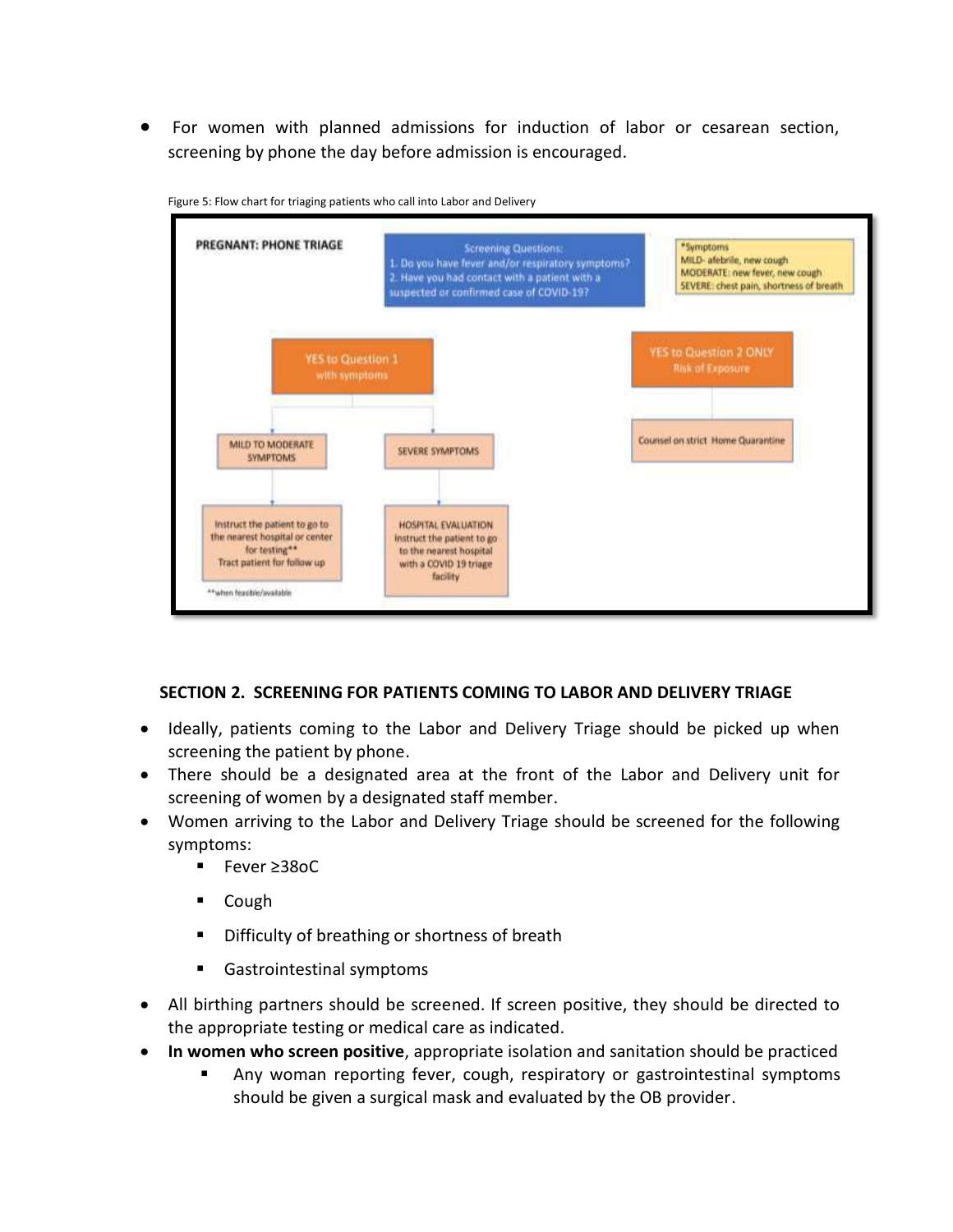- For women with planned admissions for induction of labor or cesarean section, screening by phone the day before admission is encouraged.

Figure 5: Flow chart for triaging patients who call into Labor and Delivery

PREGNANT: PHONE TRIAGE

Screening Questions:
1. Do you have fever and/or respiratory symptoms?
2. Have you had contact with a patient with a suspected or confirmed case of COVID-19?

*Symptoms
MILD- afebrile, new cough
MODERATE: new fever, new cough
SEVERE: chest pain, shortness of breath

YES to Question 1 with symptoms
- MILD TO MODERATE SYMPTOMS → Instruct the patient to go to the nearest hospital or center for testing** Tract patient for follow up
- SEVERE SYMPTOMS → HOSPITAL EVALUATION Instruct the patient to go to the nearest hospital with a COVID 19 triage facility

YES to Question 2 ONLY Risk of Exposure → Counsel on strict Home Quarantine

**when feasible/available

## SECTION 2. SCREENING FOR PATIENTS COMING TO LABOR AND DELIVERY TRIAGE

- Ideally, patients coming to the Labor and Delivery Triage should be picked up when screening the patient by phone.
- There should be a designated area at the front of the Labor and Delivery unit for screening of women by a designated staff member.
- Women arriving to the Labor and Delivery Triage should be screened for the following symptoms:
  - Fever ≥38oC
  - Cough
  - Difficulty of breathing or shortness of breath
  - Gastrointestinal symptoms
- All birthing partners should be screened. If screen positive, they should be directed to the appropriate testing or medical care as indicated.
- **In women who screen positive**, appropriate isolation and sanitation should be practiced
  - Any woman reporting fever, cough, respiratory or gastrointestinal symptoms should be given a surgical mask and evaluated by the OB provider.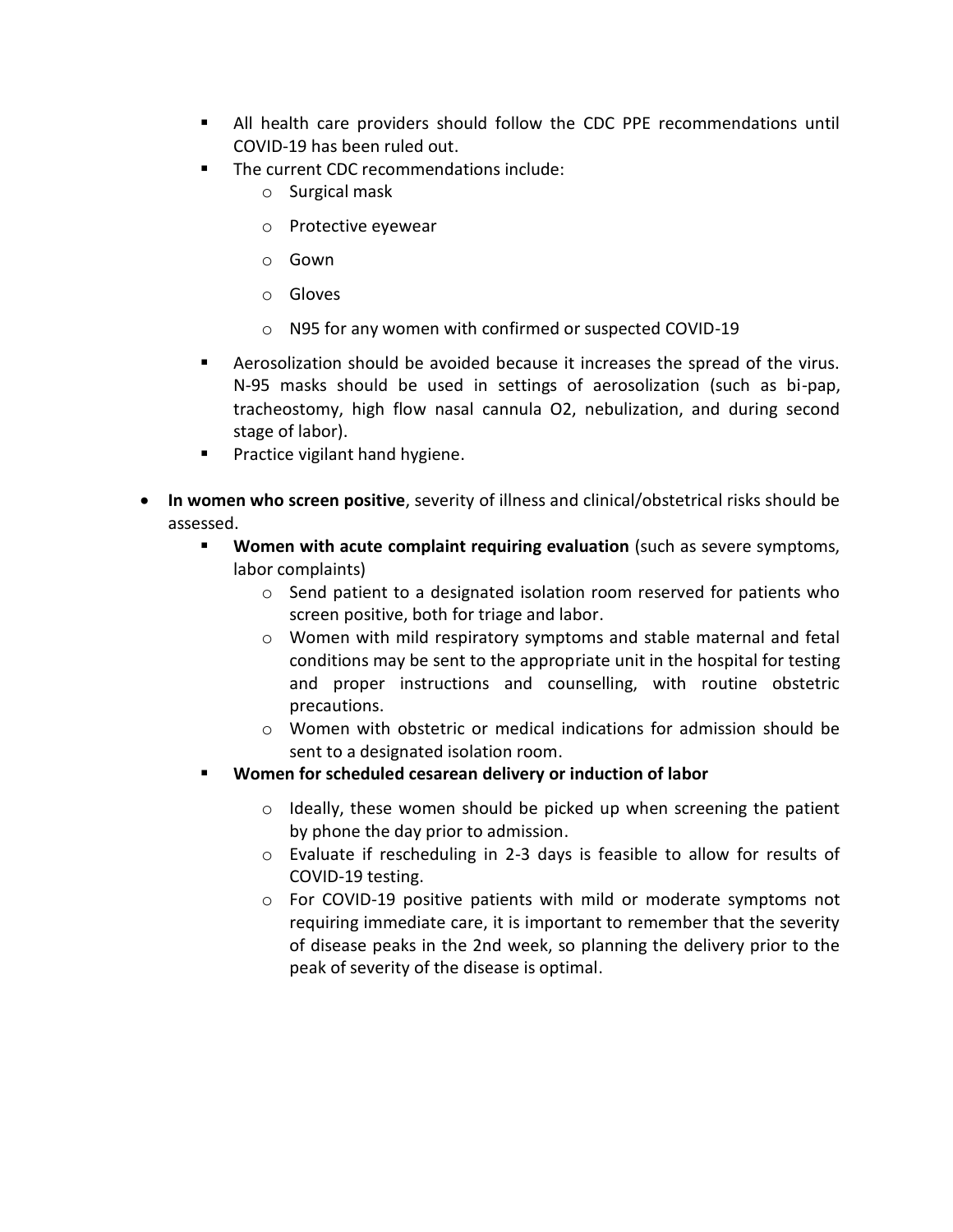- All health care providers should follow the CDC PPE recommendations until COVID-19 has been ruled out.
  - The current CDC recommendations include:
    - Surgical mask
    - Protective eyewear
    - Gown
    - Gloves
    - N95 for any women with confirmed or suspected COVID-19
  - Aerosolization should be avoided because it increases the spread of the virus. N-95 masks should be used in settings of aerosolization (such as bi-pap, tracheostomy, high flow nasal cannula O2, nebulization, and during second stage of labor).
  - Practice vigilant hand hygiene.

- **In women who screen positive**, severity of illness and clinical/obstetrical risks should be assessed.
  - **Women with acute complaint requiring evaluation** (such as severe symptoms, labor complaints)
    - Send patient to a designated isolation room reserved for patients who screen positive, both for triage and labor.
    - Women with mild respiratory symptoms and stable maternal and fetal conditions may be sent to the appropriate unit in the hospital for testing and proper instructions and counselling, with routine obstetric precautions.
    - Women with obstetric or medical indications for admission should be sent to a designated isolation room.
  - **Women for scheduled cesarean delivery or induction of labor**
    - Ideally, these women should be picked up when screening the patient by phone the day prior to admission.
    - Evaluate if rescheduling in 2-3 days is feasible to allow for results of COVID-19 testing.
    - For COVID-19 positive patients with mild or moderate symptoms not requiring immediate care, it is important to remember that the severity of disease peaks in the 2nd week, so planning the delivery prior to the peak of severity of the disease is optimal.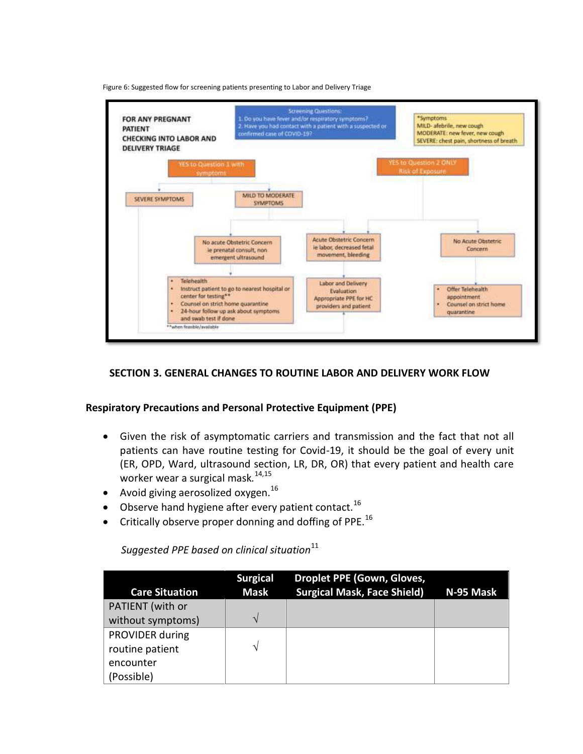Figure 6: Suggested flow for screening patients presenting to Labor and Delivery Triage

FOR ANY PREGNANT PATIENT CHECKING INTO LABOR AND DELIVERY TRIAGE

Screening Questions:
1. Do you have fever and/or respiratory symptoms?
2. Have you had contact with a patient with a suspected or confirmed case of COVID-19?

*Symptoms
MILD- afebrile, new cough
MODERATE: new fever, new cough
SEVERE: chest pain, shortness of breath

YES to Question 1 with symptoms

YES to Question 2 ONLY Risk of Exposure

SEVERE SYMPTOMS

MILD TO MODERATE SYMPTOMS

No acute Obstetric Concern ie prenatal consult, non emergent ultrasound

Acute Obstetric Concern ie labor, decreased fetal movement, bleeding

No Acute Obstetric Concern

- Telehealth
- Instruct patient to go to nearest hospital or center for testing**
- Counsel on strict home quarantine
- 24-hour follow up ask about symptoms and swab test if done

Labor and Delivery Evaluation Appropriate PPE for HC providers and patient

- Offer Telehealth appointment
- Counsel on strict home quarantine

**when feasible/available

## SECTION 3. GENERAL CHANGES TO ROUTINE LABOR AND DELIVERY WORK FLOW

### Respiratory Precautions and Personal Protective Equipment (PPE)

- Given the risk of asymptomatic carriers and transmission and the fact that not all patients can have routine testing for Covid-19, it should be the goal of every unit (ER, OPD, Ward, ultrasound section, LR, DR, OR) that every patient and health care worker wear a surgical mask.[14,15]
- Avoid giving aerosolized oxygen.[16]
- Observe hand hygiene after every patient contact.[16]
- Critically observe proper donning and doffing of PPE.[16]

*Suggested PPE based on clinical situation*[11]

| Care Situation | Surgical Mask | Droplet PPE (Gown, Gloves, Surgical Mask, Face Shield) | N-95 Mask |
|---|---|---|---|
| PATIENT (with or without symptoms) | √ | | |
| PROVIDER during routine patient encounter (Possible) | √ | | |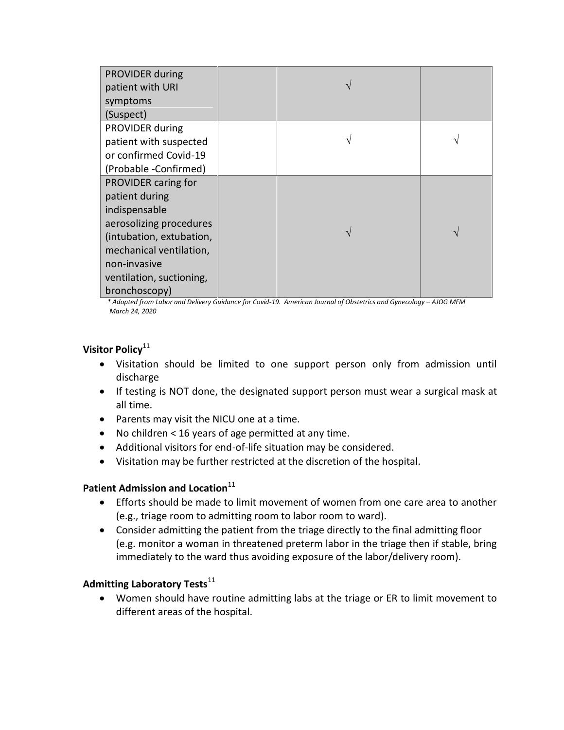| PROVIDER during patient with URI symptoms (Suspect) | | √ | |
|---|---|---|---|
| PROVIDER during patient with suspected or confirmed Covid-19 (Probable -Confirmed) | | √ | √ |
| PROVIDER caring for patient during indispensable aerosolizing procedures (intubation, extubation, mechanical ventilation, non-invasive ventilation, suctioning, bronchoscopy) | | √ | √ |

*\* Adopted from Labor and Delivery Guidance for Covid-19. American Journal of Obstetrics and Gynecology – AJOG MFM March 24, 2020*

**Visitor Policy**[11]

- Visitation should be limited to one support person only from admission until discharge
- If testing is NOT done, the designated support person must wear a surgical mask at all time.
- Parents may visit the NICU one at a time.
- No children < 16 years of age permitted at any time.
- Additional visitors for end-of-life situation may be considered.
- Visitation may be further restricted at the discretion of the hospital.

**Patient Admission and Location**[11]

- Efforts should be made to limit movement of women from one care area to another (e.g., triage room to admitting room to labor room to ward).
- Consider admitting the patient from the triage directly to the final admitting floor (e.g. monitor a woman in threatened preterm labor in the triage then if stable, bring immediately to the ward thus avoiding exposure of the labor/delivery room).

**Admitting Laboratory Tests**[11]

- Women should have routine admitting labs at the triage or ER to limit movement to different areas of the hospital.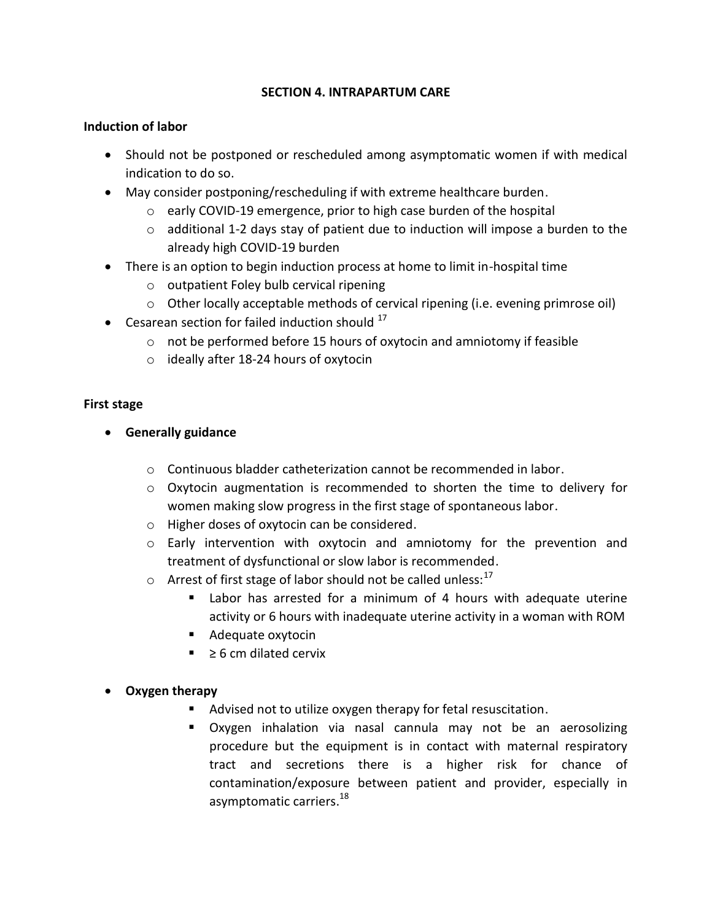## SECTION 4. INTRAPARTUM CARE

**Induction of labor**

- Should not be postponed or rescheduled among asymptomatic women if with medical indication to do so.
- May consider postponing/rescheduling if with extreme healthcare burden.
  - early COVID-19 emergence, prior to high case burden of the hospital
  - additional 1-2 days stay of patient due to induction will impose a burden to the already high COVID-19 burden
- There is an option to begin induction process at home to limit in-hospital time
  - outpatient Foley bulb cervical ripening
  - Other locally acceptable methods of cervical ripening (i.e. evening primrose oil)
- Cesarean section for failed induction should [17]
  - not be performed before 15 hours of oxytocin and amniotomy if feasible
  - ideally after 18-24 hours of oxytocin

**First stage**

- **Generally guidance**
  - Continuous bladder catheterization cannot be recommended in labor.
  - Oxytocin augmentation is recommended to shorten the time to delivery for women making slow progress in the first stage of spontaneous labor.
  - Higher doses of oxytocin can be considered.
  - Early intervention with oxytocin and amniotomy for the prevention and treatment of dysfunctional or slow labor is recommended.
  - Arrest of first stage of labor should not be called unless:[17]
    - Labor has arrested for a minimum of 4 hours with adequate uterine activity or 6 hours with inadequate uterine activity in a woman with ROM
    - Adequate oxytocin
    - ≥ 6 cm dilated cervix
- **Oxygen therapy**
  - Advised not to utilize oxygen therapy for fetal resuscitation.
  - Oxygen inhalation via nasal cannula may not be an aerosolizing procedure but the equipment is in contact with maternal respiratory tract and secretions there is a higher risk for chance of contamination/exposure between patient and provider, especially in asymptomatic carriers.[18]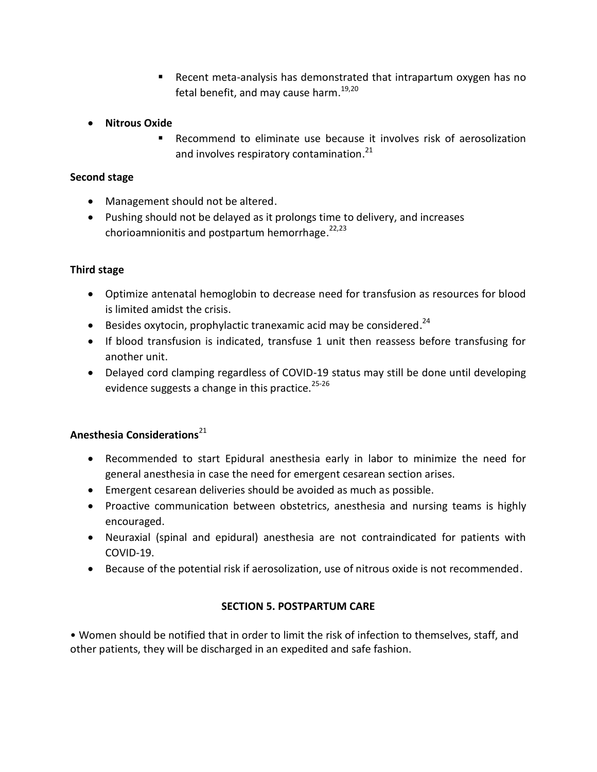- Recent meta-analysis has demonstrated that intrapartum oxygen has no fetal benefit, and may cause harm.[19,20]

- **Nitrous Oxide**
  - Recommend to eliminate use because it involves risk of aerosolization and involves respiratory contamination.[21]

**Second stage**

- Management should not be altered.
- Pushing should not be delayed as it prolongs time to delivery, and increases chorioamnionitis and postpartum hemorrhage.[22,23]

**Third stage**

- Optimize antenatal hemoglobin to decrease need for transfusion as resources for blood is limited amidst the crisis.
- Besides oxytocin, prophylactic tranexamic acid may be considered.[24]
- If blood transfusion is indicated, transfuse 1 unit then reassess before transfusing for another unit.
- Delayed cord clamping regardless of COVID-19 status may still be done until developing evidence suggests a change in this practice.[25-26]

**Anesthesia Considerations**[21]

- Recommended to start Epidural anesthesia early in labor to minimize the need for general anesthesia in case the need for emergent cesarean section arises.
- Emergent cesarean deliveries should be avoided as much as possible.
- Proactive communication between obstetrics, anesthesia and nursing teams is highly encouraged.
- Neuraxial (spinal and epidural) anesthesia are not contraindicated for patients with COVID-19.
- Because of the potential risk if aerosolization, use of nitrous oxide is not recommended.

## SECTION 5. POSTPARTUM CARE

• Women should be notified that in order to limit the risk of infection to themselves, staff, and other patients, they will be discharged in an expedited and safe fashion.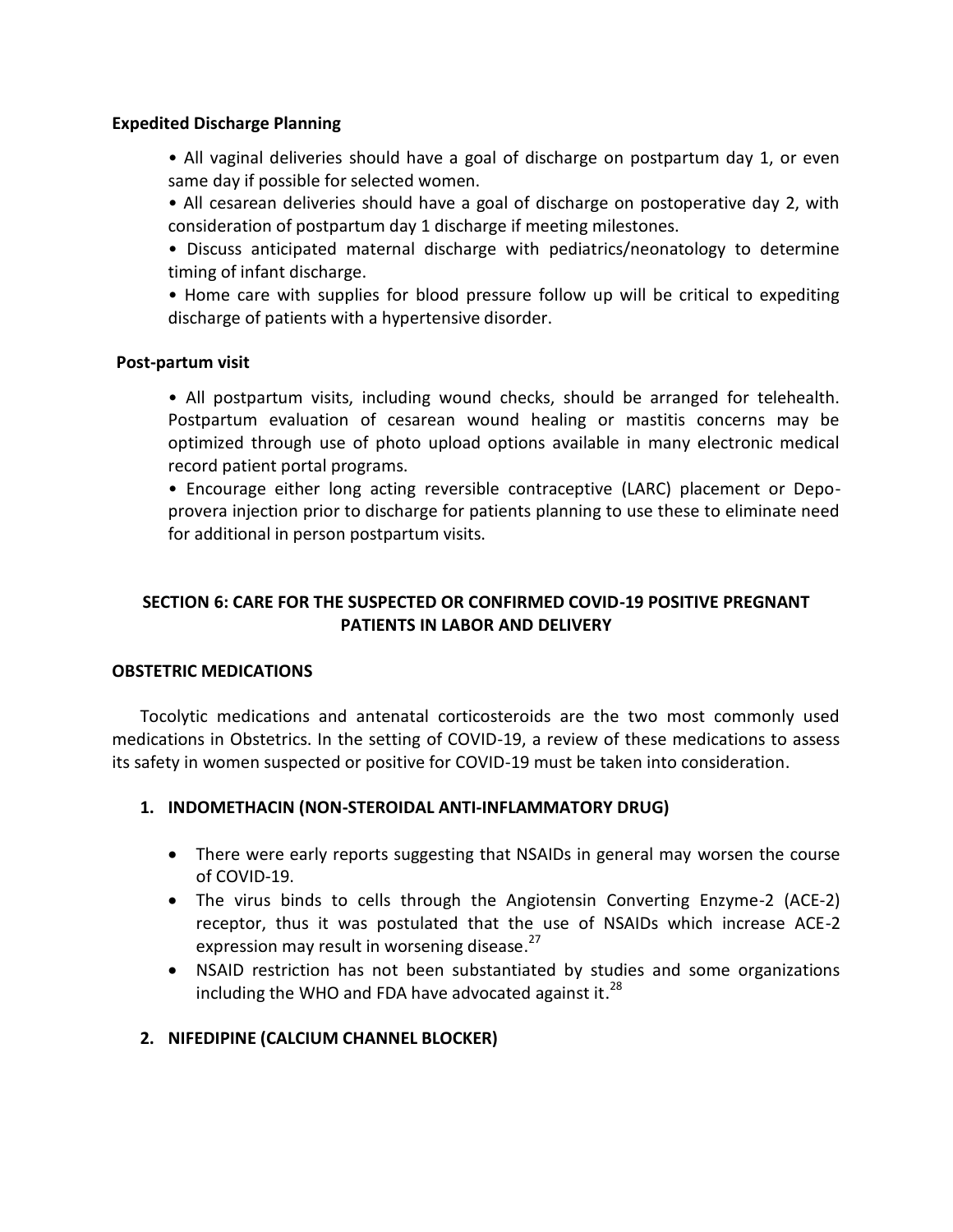**Expedited Discharge Planning**

• All vaginal deliveries should have a goal of discharge on postpartum day 1, or even same day if possible for selected women.

• All cesarean deliveries should have a goal of discharge on postoperative day 2, with consideration of postpartum day 1 discharge if meeting milestones.

• Discuss anticipated maternal discharge with pediatrics/neonatology to determine timing of infant discharge.

• Home care with supplies for blood pressure follow up will be critical to expediting discharge of patients with a hypertensive disorder.

**Post-partum visit**

• All postpartum visits, including wound checks, should be arranged for telehealth. Postpartum evaluation of cesarean wound healing or mastitis concerns may be optimized through use of photo upload options available in many electronic medical record patient portal programs.

• Encourage either long acting reversible contraceptive (LARC) placement or Depo-provera injection prior to discharge for patients planning to use these to eliminate need for additional in person postpartum visits.

## SECTION 6: CARE FOR THE SUSPECTED OR CONFIRMED COVID-19 POSITIVE PREGNANT PATIENTS IN LABOR AND DELIVERY

### OBSTETRIC MEDICATIONS

Tocolytic medications and antenatal corticosteroids are the two most commonly used medications in Obstetrics. In the setting of COVID-19, a review of these medications to assess its safety in women suspected or positive for COVID-19 must be taken into consideration.

#### 1. INDOMETHACIN (NON-STEROIDAL ANTI-INFLAMMATORY DRUG)

- There were early reports suggesting that NSAIDs in general may worsen the course of COVID-19.
- The virus binds to cells through the Angiotensin Converting Enzyme-2 (ACE-2) receptor, thus it was postulated that the use of NSAIDs which increase ACE-2 expression may result in worsening disease.[27]
- NSAID restriction has not been substantiated by studies and some organizations including the WHO and FDA have advocated against it.[28]

#### 2. NIFEDIPINE (CALCIUM CHANNEL BLOCKER)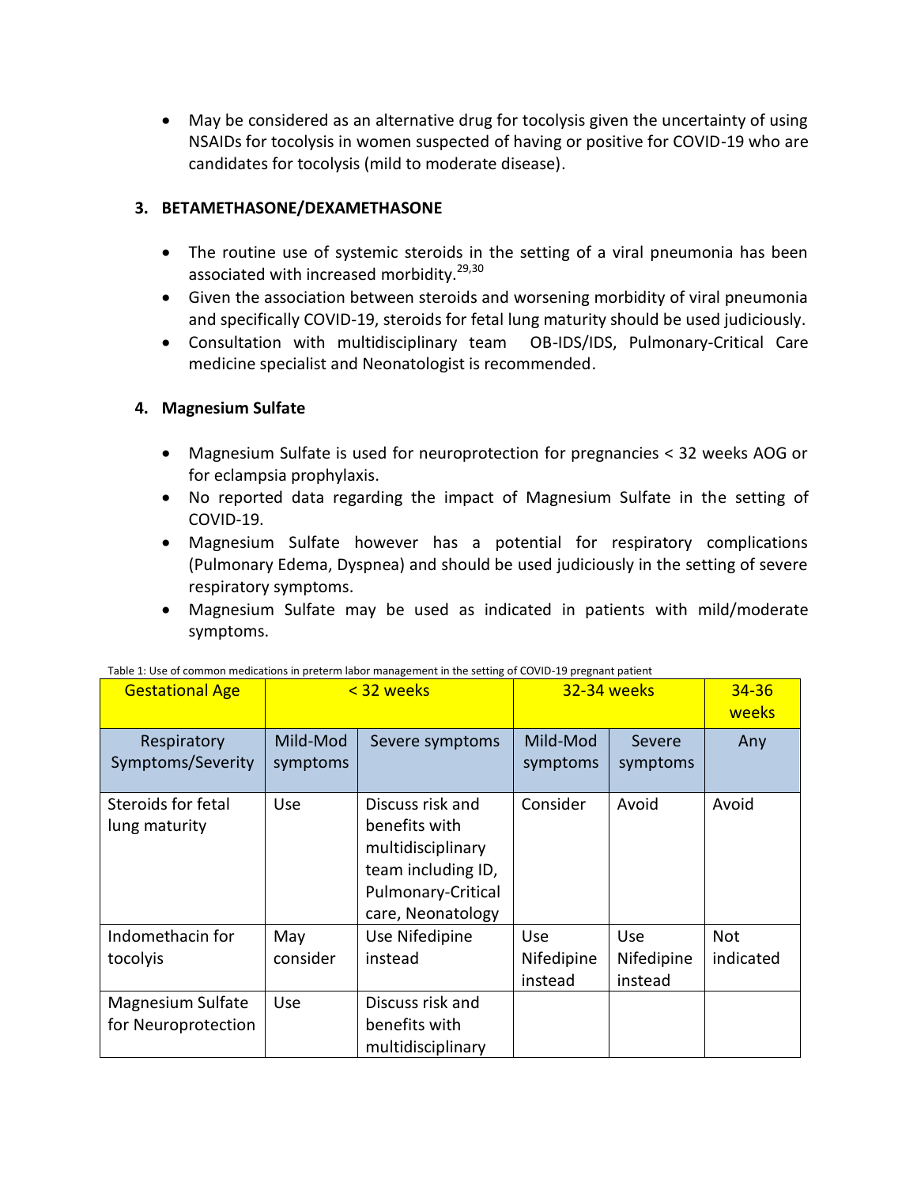- May be considered as an alternative drug for tocolysis given the uncertainty of using NSAIDs for tocolysis in women suspected of having or positive for COVID-19 who are candidates for tocolysis (mild to moderate disease).

**3. BETAMETHASONE/DEXAMETHASONE**

- The routine use of systemic steroids in the setting of a viral pneumonia has been associated with increased morbidity.[29,30]
- Given the association between steroids and worsening morbidity of viral pneumonia and specifically COVID-19, steroids for fetal lung maturity should be used judiciously.
- Consultation with multidisciplinary team OB-IDS/IDS, Pulmonary-Critical Care medicine specialist and Neonatologist is recommended.

**4. Magnesium Sulfate**

- Magnesium Sulfate is used for neuroprotection for pregnancies < 32 weeks AOG or for eclampsia prophylaxis.
- No reported data regarding the impact of Magnesium Sulfate in the setting of COVID-19.
- Magnesium Sulfate however has a potential for respiratory complications (Pulmonary Edema, Dyspnea) and should be used judiciously in the setting of severe respiratory symptoms.
- Magnesium Sulfate may be used as indicated in patients with mild/moderate symptoms.

Table 1: Use of common medications in preterm labor management in the setting of COVID-19 pregnant patient

| Gestational Age | < 32 weeks | | 32-34 weeks | | 34-36 weeks |
|---|---|---|---|---|---|
| Respiratory Symptoms/Severity | Mild-Mod symptoms | Severe symptoms | Mild-Mod symptoms | Severe symptoms | Any |
| Steroids for fetal lung maturity | Use | Discuss risk and benefits with multidisciplinary team including ID, Pulmonary-Critical care, Neonatology | Consider | Avoid | Avoid |
| Indomethacin for tocolyis | May consider | Use Nifedipine instead | Use Nifedipine instead | Use Nifedipine instead | Not indicated |
| Magnesium Sulfate for Neuroprotection | Use | Discuss risk and benefits with multidisciplinary | | | |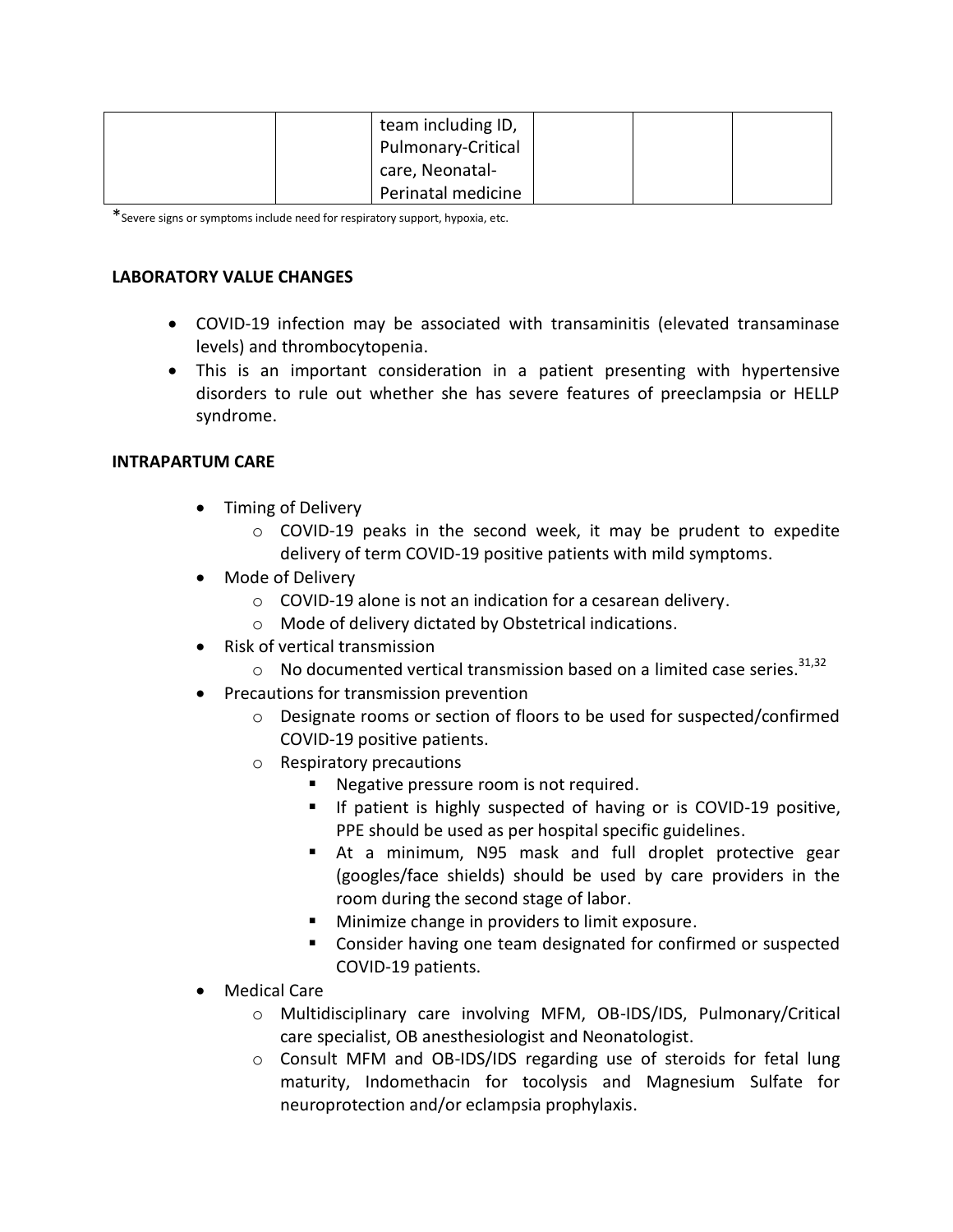| | | team including ID, Pulmonary-Critical care, Neonatal-Perinatal medicine | | | |
|---|---|---|---|---|---|

*Severe signs or symptoms include need for respiratory support, hypoxia, etc.

**LABORATORY VALUE CHANGES**

- COVID-19 infection may be associated with transaminitis (elevated transaminase levels) and thrombocytopenia.
- This is an important consideration in a patient presenting with hypertensive disorders to rule out whether she has severe features of preeclampsia or HELLP syndrome.

**INTRAPARTUM CARE**

- Timing of Delivery
  - COVID-19 peaks in the second week, it may be prudent to expedite delivery of term COVID-19 positive patients with mild symptoms.
- Mode of Delivery
  - COVID-19 alone is not an indication for a cesarean delivery.
  - Mode of delivery dictated by Obstetrical indications.
- Risk of vertical transmission
  - No documented vertical transmission based on a limited case series.[31,32]
- Precautions for transmission prevention
  - Designate rooms or section of floors to be used for suspected/confirmed COVID-19 positive patients.
  - Respiratory precautions
    - Negative pressure room is not required.
    - If patient is highly suspected of having or is COVID-19 positive, PPE should be used as per hospital specific guidelines.
    - At a minimum, N95 mask and full droplet protective gear (googles/face shields) should be used by care providers in the room during the second stage of labor.
    - Minimize change in providers to limit exposure.
    - Consider having one team designated for confirmed or suspected COVID-19 patients.
- Medical Care
  - Multidisciplinary care involving MFM, OB-IDS/IDS, Pulmonary/Critical care specialist, OB anesthesiologist and Neonatologist.
  - Consult MFM and OB-IDS/IDS regarding use of steroids for fetal lung maturity, Indomethacin for tocolysis and Magnesium Sulfate for neuroprotection and/or eclampsia prophylaxis.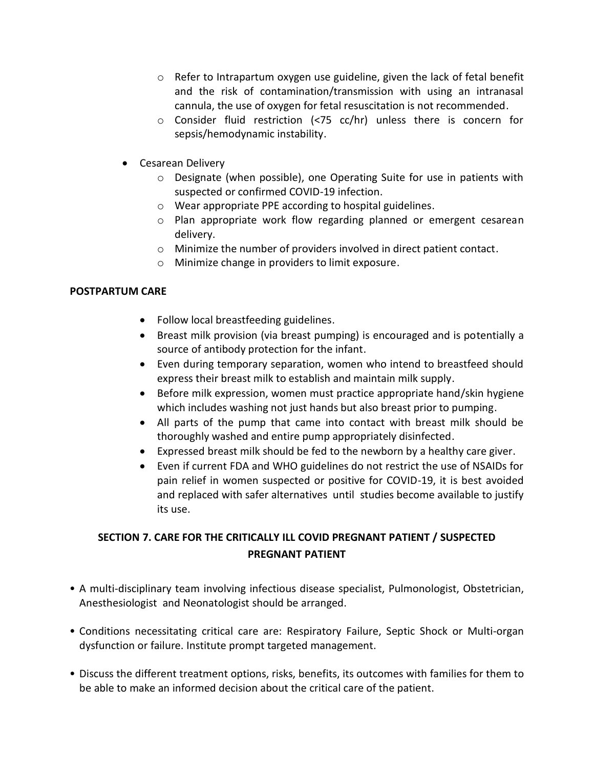- Refer to Intrapartum oxygen use guideline, given the lack of fetal benefit and the risk of contamination/transmission with using an intranasal cannula, the use of oxygen for fetal resuscitation is not recommended.
  - Consider fluid restriction (<75 cc/hr) unless there is concern for sepsis/hemodynamic instability.

- Cesarean Delivery
  - Designate (when possible), one Operating Suite for use in patients with suspected or confirmed COVID-19 infection.
  - Wear appropriate PPE according to hospital guidelines.
  - Plan appropriate work flow regarding planned or emergent cesarean delivery.
  - Minimize the number of providers involved in direct patient contact.
  - Minimize change in providers to limit exposure.

**POSTPARTUM CARE**

- Follow local breastfeeding guidelines.
- Breast milk provision (via breast pumping) is encouraged and is potentially a source of antibody protection for the infant.
- Even during temporary separation, women who intend to breastfeed should express their breast milk to establish and maintain milk supply.
- Before milk expression, women must practice appropriate hand/skin hygiene which includes washing not just hands but also breast prior to pumping.
- All parts of the pump that came into contact with breast milk should be thoroughly washed and entire pump appropriately disinfected.
- Expressed breast milk should be fed to the newborn by a healthy care giver.
- Even if current FDA and WHO guidelines do not restrict the use of NSAIDs for pain relief in women suspected or positive for COVID-19, it is best avoided and replaced with safer alternatives until studies become available to justify its use.

## SECTION 7. CARE FOR THE CRITICALLY ILL COVID PREGNANT PATIENT / SUSPECTED PREGNANT PATIENT

- A multi-disciplinary team involving infectious disease specialist, Pulmonologist, Obstetrician, Anesthesiologist and Neonatologist should be arranged.
- Conditions necessitating critical care are: Respiratory Failure, Septic Shock or Multi-organ dysfunction or failure. Institute prompt targeted management.
- Discuss the different treatment options, risks, benefits, its outcomes with families for them to be able to make an informed decision about the critical care of the patient.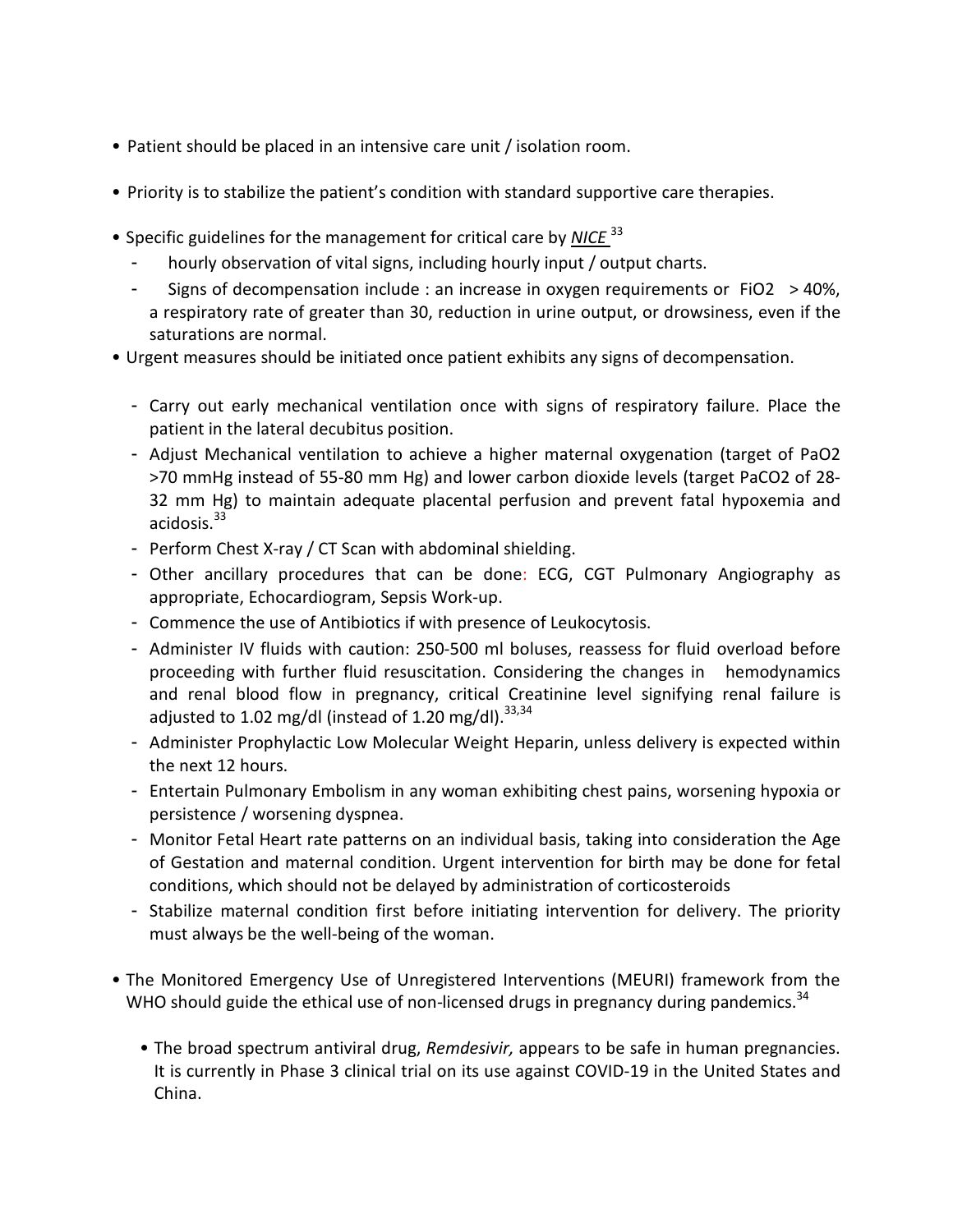- Patient should be placed in an intensive care unit / isolation room.
- Priority is to stabilize the patient's condition with standard supportive care therapies.
- Specific guidelines for the management for critical care by ***NICE*** [33]
  - hourly observation of vital signs, including hourly input / output charts.
  - Signs of decompensation include : an increase in oxygen requirements or $FiO_2 > 40\%$, a respiratory rate of greater than 30, reduction in urine output, or drowsiness, even if the saturations are normal.
- Urgent measures should be initiated once patient exhibits any signs of decompensation.
  - Carry out early mechanical ventilation once with signs of respiratory failure. Place the patient in the lateral decubitus position.
  - Adjust Mechanical ventilation to achieve a higher maternal oxygenation (target of $PaO_2$ >70 mmHg instead of 55-80 mm Hg) and lower carbon dioxide levels (target $PaCO_2$ of 28-32 mm Hg) to maintain adequate placental perfusion and prevent fatal hypoxemia and acidosis.[33]
  - Perform Chest X-ray / CT Scan with abdominal shielding.
  - Other ancillary procedures that can be done: ECG, CGT Pulmonary Angiography as appropriate, Echocardiogram, Sepsis Work-up.
  - Commence the use of Antibiotics if with presence of Leukocytosis.
  - Administer IV fluids with caution: 250-500 ml boluses, reassess for fluid overload before proceeding with further fluid resuscitation. Considering the changes in hemodynamics and renal blood flow in pregnancy, critical Creatinine level signifying renal failure is adjusted to 1.02 mg/dl (instead of 1.20 mg/dl).[33,34]
  - Administer Prophylactic Low Molecular Weight Heparin, unless delivery is expected within the next 12 hours.
  - Entertain Pulmonary Embolism in any woman exhibiting chest pains, worsening hypoxia or persistence / worsening dyspnea.
  - Monitor Fetal Heart rate patterns on an individual basis, taking into consideration the Age of Gestation and maternal condition. Urgent intervention for birth may be done for fetal conditions, which should not be delayed by administration of corticosteroids
  - Stabilize maternal condition first before initiating intervention for delivery. The priority must always be the well-being of the woman.
- The Monitored Emergency Use of Unregistered Interventions (MEURI) framework from the WHO should guide the ethical use of non-licensed drugs in pregnancy during pandemics.[34]
  - The broad spectrum antiviral drug, *Remdesivir,* appears to be safe in human pregnancies. It is currently in Phase 3 clinical trial on its use against COVID-19 in the United States and China.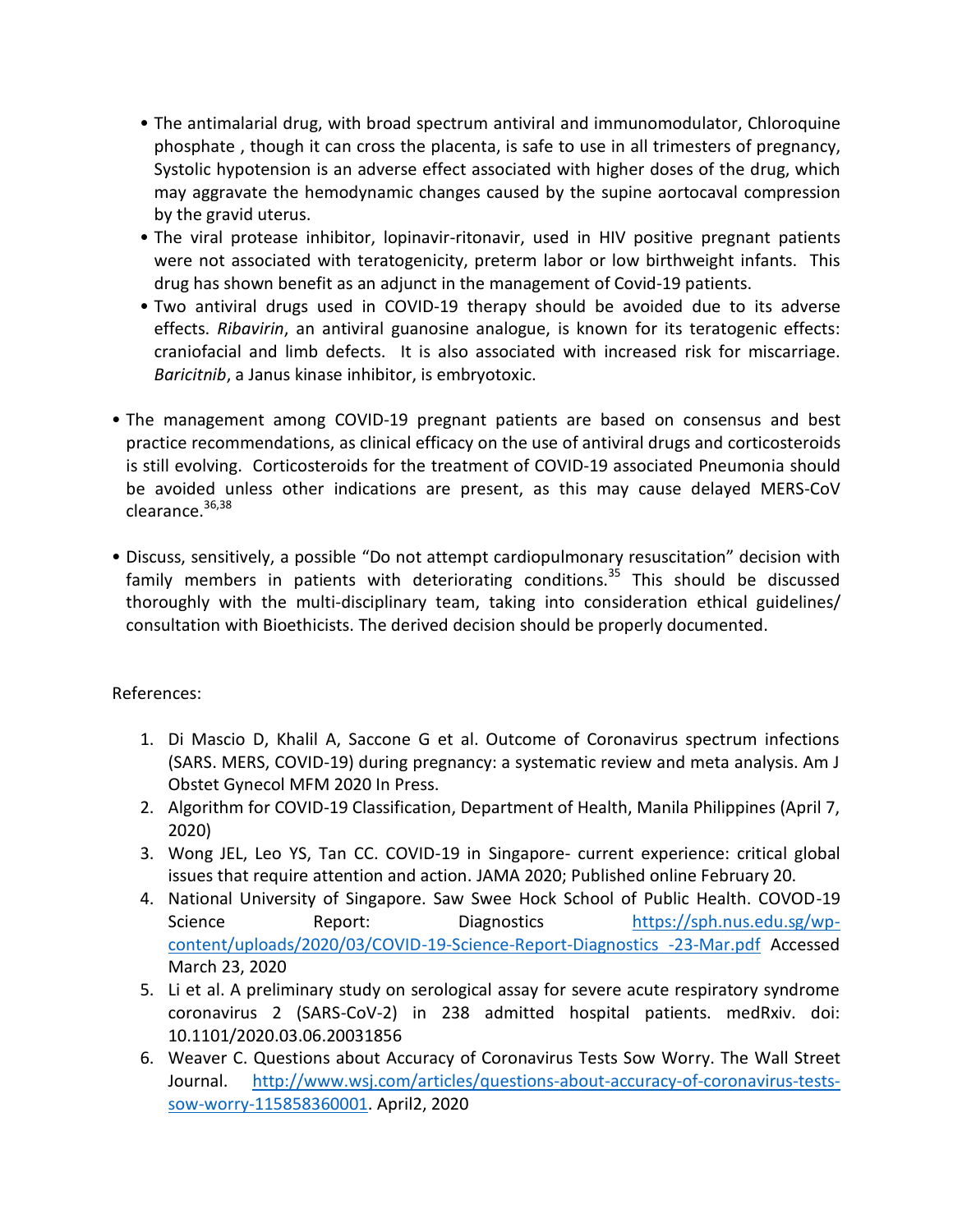- The antimalarial drug, with broad spectrum antiviral and immunomodulator, Chloroquine phosphate , though it can cross the placenta, is safe to use in all trimesters of pregnancy, Systolic hypotension is an adverse effect associated with higher doses of the drug, which may aggravate the hemodynamic changes caused by the supine aortocaval compression by the gravid uterus.
- The viral protease inhibitor, lopinavir-ritonavir, used in HIV positive pregnant patients were not associated with teratogenicity, preterm labor or low birthweight infants. This drug has shown benefit as an adjunct in the management of Covid-19 patients.
- Two antiviral drugs used in COVID-19 therapy should be avoided due to its adverse effects. *Ribavirin*, an antiviral guanosine analogue, is known for its teratogenic effects: craniofacial and limb defects. It is also associated with increased risk for miscarriage. *Baricitnib*, a Janus kinase inhibitor, is embryotoxic.

- The management among COVID-19 pregnant patients are based on consensus and best practice recommendations, as clinical efficacy on the use of antiviral drugs and corticosteroids is still evolving. Corticosteroids for the treatment of COVID-19 associated Pneumonia should be avoided unless other indications are present, as this may cause delayed MERS-CoV clearance.[36,38]

- Discuss, sensitively, a possible "Do not attempt cardiopulmonary resuscitation" decision with family members in patients with deteriorating conditions.[35] This should be discussed thoroughly with the multi-disciplinary team, taking into consideration ethical guidelines/ consultation with Bioethicists. The derived decision should be properly documented.

References:

1. Di Mascio D, Khalil A, Saccone G et al. Outcome of Coronavirus spectrum infections (SARS. MERS, COVID-19) during pregnancy: a systematic review and meta analysis. Am J Obstet Gynecol MFM 2020 In Press.
2. Algorithm for COVID-19 Classification, Department of Health, Manila Philippines (April 7, 2020)
3. Wong JEL, Leo YS, Tan CC. COVID-19 in Singapore- current experience: critical global issues that require attention and action. JAMA 2020; Published online February 20.
4. National University of Singapore. Saw Swee Hock School of Public Health. COVOD-19 Science Report: Diagnostics https://sph.nus.edu.sg/wp-content/uploads/2020/03/COVID-19-Science-Report-Diagnostics_-23-Mar.pdf Accessed March 23, 2020
5. Li et al. A preliminary study on serological assay for severe acute respiratory syndrome coronavirus 2 (SARS-CoV-2) in 238 admitted hospital patients. medRxiv. doi: 10.1101/2020.03.06.20031856
6. Weaver C. Questions about Accuracy of Coronavirus Tests Sow Worry. The Wall Street Journal. http://www.wsj.com/articles/questions-about-accuracy-of-coronavirus-tests-sow-worry-115858360001. April2, 2020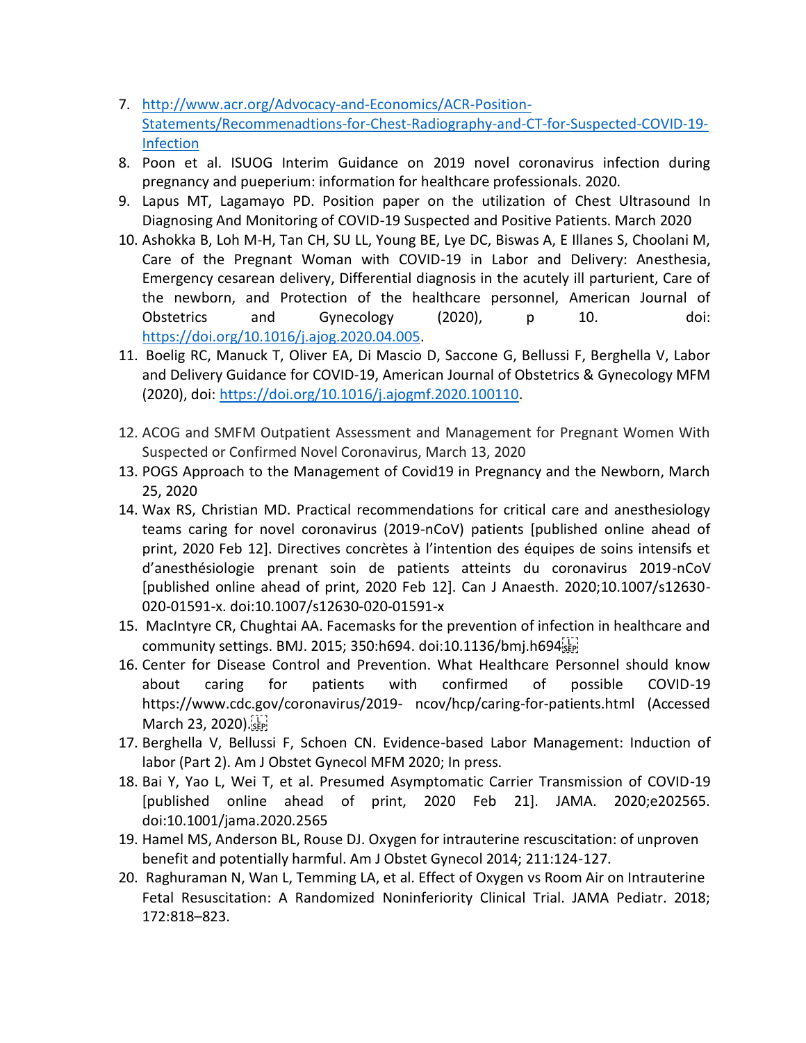7. http://www.acr.org/Advocacy-and-Economics/ACR-Position-Statements/Recommenadtions-for-Chest-Radiography-and-CT-for-Suspected-COVID-19-Infection
8. Poon et al. ISUOG Interim Guidance on 2019 novel coronavirus infection during pregnancy and pueperium: information for healthcare professionals. 2020.
9. Lapus MT, Lagamayo PD. Position paper on the utilization of Chest Ultrasound In Diagnosing And Monitoring of COVID-19 Suspected and Positive Patients. March 2020
10. Ashokka B, Loh M-H, Tan CH, SU LL, Young BE, Lye DC, Biswas A, E Illanes S, Choolani M, Care of the Pregnant Woman with COVID-19 in Labor and Delivery: Anesthesia, Emergency cesarean delivery, Differential diagnosis in the acutely ill parturient, Care of the newborn, and Protection of the healthcare personnel, American Journal of Obstetrics and Gynecology (2020), p 10. doi: https://doi.org/10.1016/j.ajog.2020.04.005.
11. Boelig RC, Manuck T, Oliver EA, Di Mascio D, Saccone G, Bellussi F, Berghella V, Labor and Delivery Guidance for COVID-19, American Journal of Obstetrics & Gynecology MFM (2020), doi: https://doi.org/10.1016/j.ajogmf.2020.100110.
12. ACOG and SMFM Outpatient Assessment and Management for Pregnant Women With Suspected or Confirmed Novel Coronavirus, March 13, 2020
13. POGS Approach to the Management of Covid19 in Pregnancy and the Newborn, March 25, 2020
14. Wax RS, Christian MD. Practical recommendations for critical care and anesthesiology teams caring for novel coronavirus (2019-nCoV) patients [published online ahead of print, 2020 Feb 12]. Directives concrètes à l'intention des équipes de soins intensifs et d'anesthésiologie prenant soin de patients atteints du coronavirus 2019-nCoV [published online ahead of print, 2020 Feb 12]. Can J Anaesth. 2020;10.1007/s12630-020-01591-x. doi:10.1007/s12630-020-01591-x
15. MacIntyre CR, Chughtai AA. Facemasks for the prevention of infection in healthcare and community settings. BMJ. 2015; 350:h694. doi:10.1136/bmj.h694
16. Center for Disease Control and Prevention. What Healthcare Personnel should know about caring for patients with confirmed of possible COVID-19 https://www.cdc.gov/coronavirus/2019- ncov/hcp/caring-for-patients.html (Accessed March 23, 2020).
17. Berghella V, Bellussi F, Schoen CN. Evidence-based Labor Management: Induction of labor (Part 2). Am J Obstet Gynecol MFM 2020; In press.
18. Bai Y, Yao L, Wei T, et al. Presumed Asymptomatic Carrier Transmission of COVID-19 [published online ahead of print, 2020 Feb 21]. JAMA. 2020;e202565. doi:10.1001/jama.2020.2565
19. Hamel MS, Anderson BL, Rouse DJ. Oxygen for intrauterine rescuscitation: of unproven benefit and potentially harmful. Am J Obstet Gynecol 2014; 211:124-127.
20. Raghuraman N, Wan L, Temming LA, et al. Effect of Oxygen vs Room Air on Intrauterine Fetal Resuscitation: A Randomized Noninferiority Clinical Trial. JAMA Pediatr. 2018; 172:818–823.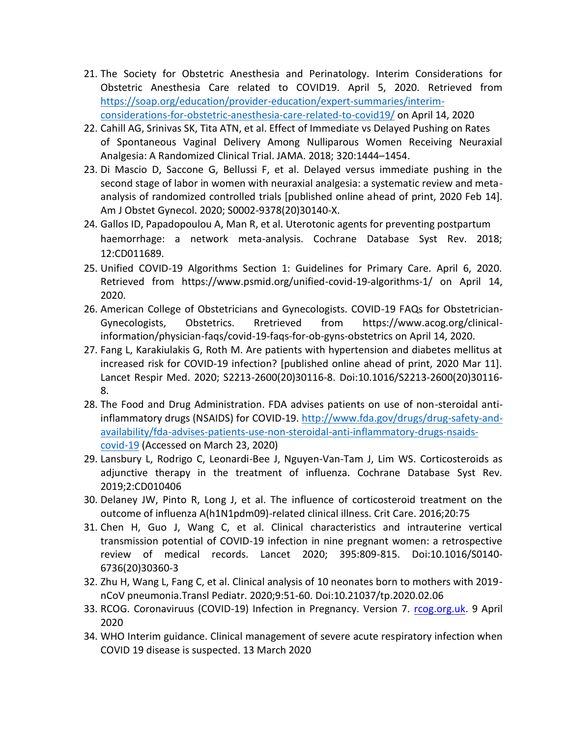21. The Society for Obstetric Anesthesia and Perinatology. Interim Considerations for Obstetric Anesthesia Care related to COVID19. April 5, 2020. Retrieved from [https://soap.org/education/provider-education/expert-summaries/interim-considerations-for-obstetric-anesthesia-care-related-to-covid19/](https://soap.org/education/provider-education/expert-summaries/interim-considerations-for-obstetric-anesthesia-care-related-to-covid19/) on April 14, 2020
22. Cahill AG, Srinivas SK, Tita ATN, et al. Effect of Immediate vs Delayed Pushing on Rates of Spontaneous Vaginal Delivery Among Nulliparous Women Receiving Neuraxial Analgesia: A Randomized Clinical Trial. JAMA. 2018; 320:1444–1454.
23. Di Mascio D, Saccone G, Bellussi F, et al. Delayed versus immediate pushing in the second stage of labor in women with neuraxial analgesia: a systematic review and meta-analysis of randomized controlled trials [published online ahead of print, 2020 Feb 14]. Am J Obstet Gynecol. 2020; S0002-9378(20)30140-X.
24. Gallos ID, Papadopoulou A, Man R, et al. Uterotonic agents for preventing postpartum haemorrhage: a network meta-analysis. Cochrane Database Syst Rev. 2018; 12:CD011689.
25. Unified COVID-19 Algorithms Section 1: Guidelines for Primary Care. April 6, 2020. Retrieved from https://www.psmid.org/unified-covid-19-algorithms-1/ on April 14, 2020.
26. American College of Obstetricians and Gynecologists. COVID-19 FAQs for Obstetrician-Gynecologists, Obstetrics. Rretrieved from https://www.acog.org/clinical-information/physician-faqs/covid-19-faqs-for-ob-gyns-obstetrics on April 14, 2020.
27. Fang L, Karakiulakis G, Roth M. Are patients with hypertension and diabetes mellitus at increased risk for COVID-19 infection? [published online ahead of print, 2020 Mar 11]. Lancet Respir Med. 2020; S2213-2600(20)30116-8. Doi:10.1016/S2213-2600(20)30116-8.
28. The Food and Drug Administration. FDA advises patients on use of non-steroidal anti-inflammatory drugs (NSAIDS) for COVID-19. [http://www.fda.gov/drugs/drug-safety-and-availability/fda-advises-patients-use-non-steroidal-anti-inflammatory-drugs-nsaids-covid-19](http://www.fda.gov/drugs/drug-safety-and-availability/fda-advises-patients-use-non-steroidal-anti-inflammatory-drugs-nsaids-covid-19) (Accessed on March 23, 2020)
29. Lansbury L, Rodrigo C, Leonardi-Bee J, Nguyen-Van-Tam J, Lim WS. Corticosteroids as adjunctive therapy in the treatment of influenza. Cochrane Database Syst Rev. 2019;2:CD010406
30. Delaney JW, Pinto R, Long J, et al. The influence of corticosteroid treatment on the outcome of influenza A(h1N1pdm09)-related clinical illness. Crit Care. 2016;20:75
31. Chen H, Guo J, Wang C, et al. Clinical characteristics and intrauterine vertical transmission potential of COVID-19 infection in nine pregnant women: a retrospective review of medical records. Lancet 2020; 395:809-815. Doi:10.1016/S0140-6736(20)30360-3
32. Zhu H, Wang L, Fang C, et al. Clinical analysis of 10 neonates born to mothers with 2019-nCoV pneumonia.Transl Pediatr. 2020;9:51-60. Doi:10.21037/tp.2020.02.06
33. RCOG. Coronaviruus (COVID-19) Infection in Pregnancy. Version 7. [rcog.org.uk](rcog.org.uk). 9 April 2020
34. WHO Interim guidance. Clinical management of severe acute respiratory infection when COVID 19 disease is suspected. 13 March 2020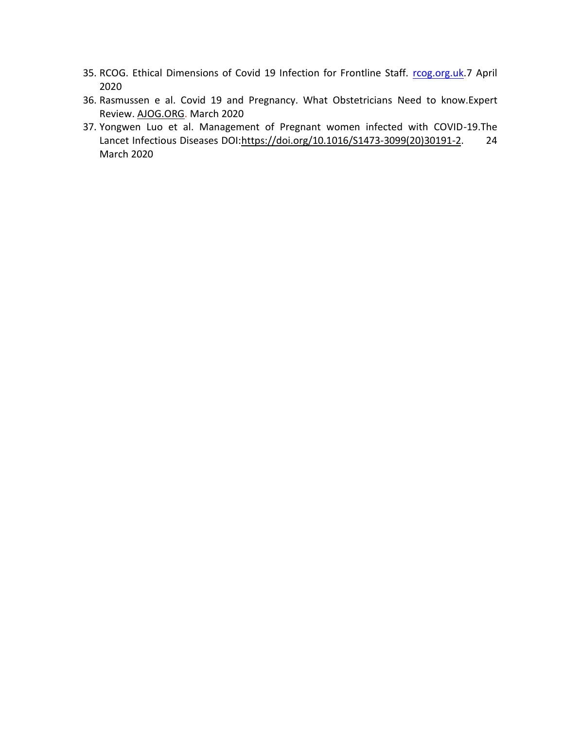35. RCOG. Ethical Dimensions of Covid 19 Infection for Frontline Staff. rcog.org.uk.7 April 2020
36. Rasmussen e al. Covid 19 and Pregnancy. What Obstetricians Need to know.Expert Review. AJOG.ORG. March 2020
37. Yongwen Luo et al. Management of Pregnant women infected with COVID-19.The Lancet Infectious Diseases DOI:https://doi.org/10.1016/S1473-3099(20)30191-2. 24 March 2020